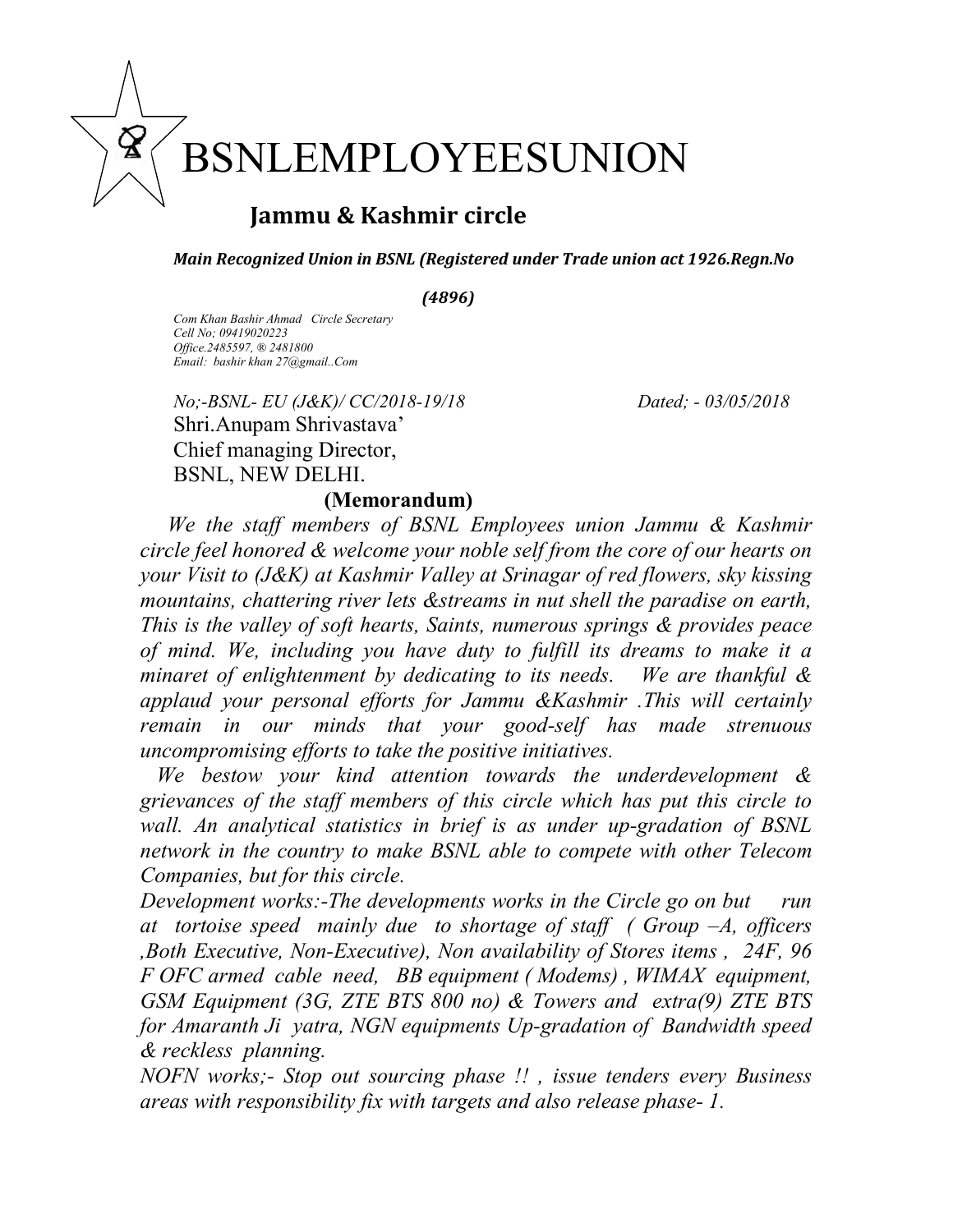# BSNLEMPLOYEESUNION

## Jammu & Kashmir circle

***Main Recognized Union in BSNL (Registered under Trade union act 1926.Regn.No***

***(4896)***

*Com Khan Bashir Ahmad Circle Secretary*
*Cell No; 09419020223*
*Office.2485597, ® 2481800*
*Email: bashir khan 27@gmail..Com*

*No;-BSNL- EU (J&K)/ CC/2018-19/18* *Dated; - 03/05/2018*

Shri.Anupam Shrivastava'
Chief managing Director,
BSNL, NEW DELHI.

**(Memorandum)**

*We the staff members of BSNL Employees union Jammu & Kashmir circle feel honored & welcome your noble self from the core of our hearts on your Visit to (J&K) at Kashmir Valley at Srinagar of red flowers, sky kissing mountains, chattering river lets &streams in nut shell the paradise on earth, This is the valley of soft hearts, Saints, numerous springs & provides peace of mind. We, including you have duty to fulfill its dreams to make it a minaret of enlightenment by dedicating to its needs. We are thankful & applaud your personal efforts for Jammu &Kashmir .This will certainly remain in our minds that your good-self has made strenuous uncompromising efforts to take the positive initiatives.*

*We bestow your kind attention towards the underdevelopment & grievances of the staff members of this circle which has put this circle to wall. An analytical statistics in brief is as under up-gradation of BSNL network in the country to make BSNL able to compete with other Telecom Companies, but for this circle.*

*Development works:-The developments works in the Circle go on but run at tortoise speed mainly due to shortage of staff ( Group –A, officers ,Both Executive, Non-Executive), Non availability of Stores items , 24F, 96 F OFC armed cable need, BB equipment ( Modems) , WIMAX equipment, GSM Equipment (3G, ZTE BTS 800 no) & Towers and extra(9) ZTE BTS for Amaranth Ji yatra, NGN equipments Up-gradation of Bandwidth speed & reckless planning.*

*NOFN works;- Stop out sourcing phase !! , issue tenders every Business areas with responsibility fix with targets and also release phase- 1.*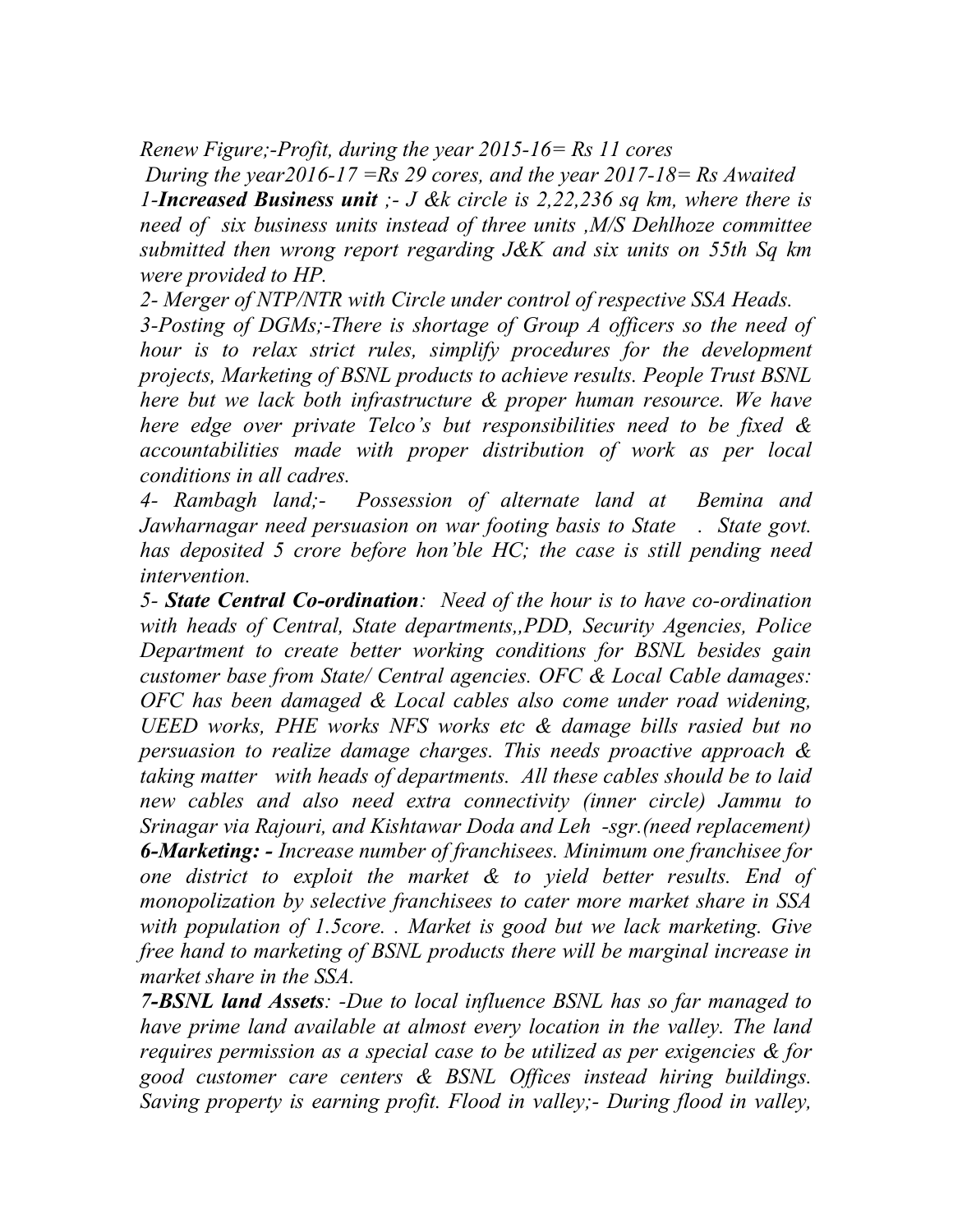*Renew Figure;-Profit, during the year 2015-16= Rs 11 cores*

*During the year2016-17 =Rs 29 cores, and the year 2017-18= Rs Awaited*

*1-**Increased Business unit** ;- J &k circle is 2,22,236 sq km, where there is need of six business units instead of three units ,M/S Dehlhoze committee submitted then wrong report regarding J&K and six units on 55th Sq km were provided to HP.*

*2- Merger of NTP/NTR with Circle under control of respective SSA Heads.*

*3-Posting of DGMs;-There is shortage of Group A officers so the need of hour is to relax strict rules, simplify procedures for the development projects, Marketing of BSNL products to achieve results. People Trust BSNL here but we lack both infrastructure & proper human resource. We have here edge over private Telco's but responsibilities need to be fixed & accountabilities made with proper distribution of work as per local conditions in all cadres.*

*4- Rambagh land;- Possession of alternate land at Bemina and Jawharnagar need persuasion on war footing basis to State . State govt. has deposited 5 crore before hon'ble HC; the case is still pending need intervention.*

*5- **State Central Co-ordination**: Need of the hour is to have co-ordination with heads of Central, State departments,,PDD, Security Agencies, Police Department to create better working conditions for BSNL besides gain customer base from State/ Central agencies. OFC & Local Cable damages: OFC has been damaged & Local cables also come under road widening, UEED works, PHE works NFS works etc & damage bills rasied but no persuasion to realize damage charges. This needs proactive approach & taking matter with heads of departments. All these cables should be to laid new cables and also need extra connectivity (inner circle) Jammu to Srinagar via Rajouri, and Kishtawar Doda and Leh -sgr.(need replacement)*

***6-Marketing: -** Increase number of franchisees. Minimum one franchisee for one district to exploit the market & to yield better results. End of monopolization by selective franchisees to cater more market share in SSA with population of 1.5core. . Market is good but we lack marketing. Give free hand to marketing of BSNL products there will be marginal increase in market share in the SSA.*

***7-BSNL land Assets**: -Due to local influence BSNL has so far managed to have prime land available at almost every location in the valley. The land requires permission as a special case to be utilized as per exigencies & for good customer care centers & BSNL Offices instead hiring buildings. Saving property is earning profit. Flood in valley;- During flood in valley,*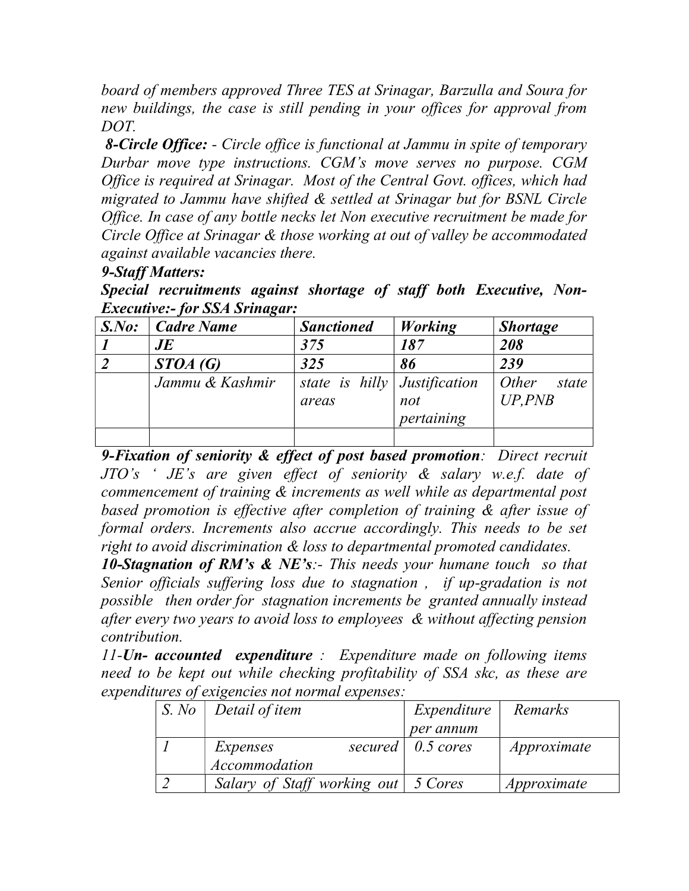*board of members approved Three TES at Srinagar, Barzulla and Soura for new buildings, the case is still pending in your offices for approval from DOT.*

***8-Circle Office:*** *- Circle office is functional at Jammu in spite of temporary Durbar move type instructions. CGM's move serves no purpose. CGM Office is required at Srinagar. Most of the Central Govt. offices, which had migrated to Jammu have shifted & settled at Srinagar but for BSNL Circle Office. In case of any bottle necks let Non executive recruitment be made for Circle Office at Srinagar & those working at out of valley be accommodated against available vacancies there.*

***9-Staff Matters:***

***Special recruitments against shortage of staff both Executive, Non-Executive:- for SSA Srinagar:***

| *S.No:* | *Cadre Name* | *Sanctioned* | *Working* | *Shortage* |
|---|---|---|---|---|
| ***1*** | ***JE*** | ***375*** | ***187*** | ***208*** |
| ***2*** | ***STOA (G)*** | ***325*** | ***86*** | ***239*** |
| | *Jammu & Kashmir* | *state is hilly areas* | *Justification not pertaining* | *Other state UP,PNB* |
| | | | | |

***9-Fixation of seniority & effect of post based promotion****: Direct recruit JTO's ' JE's are given effect of seniority & salary w.e.f. date of commencement of training & increments as well while as departmental post based promotion is effective after completion of training & after issue of formal orders. Increments also accrue accordingly. This needs to be set right to avoid discrimination & loss to departmental promoted candidates.*

***10-Stagnation of RM's & NE's****:- This needs your humane touch so that Senior officials suffering loss due to stagnation , if up-gradation is not possible then order for stagnation increments be granted annually instead after every two years to avoid loss to employees & without affecting pension contribution.*

*11-**Un- accounted expenditure** : Expenditure made on following items need to be kept out while checking profitability of SSA skc, as these are expenditures of exigencies not normal expenses:*

| *S. No* | *Detail of item* | *Expenditure per annum* | *Remarks* |
|---|---|---|---|
| *1* | *Expenses secured Accommodation* | *0.5 cores* | *Approximate* |
| *2* | *Salary of Staff working out* | *5 Cores* | *Approximate* |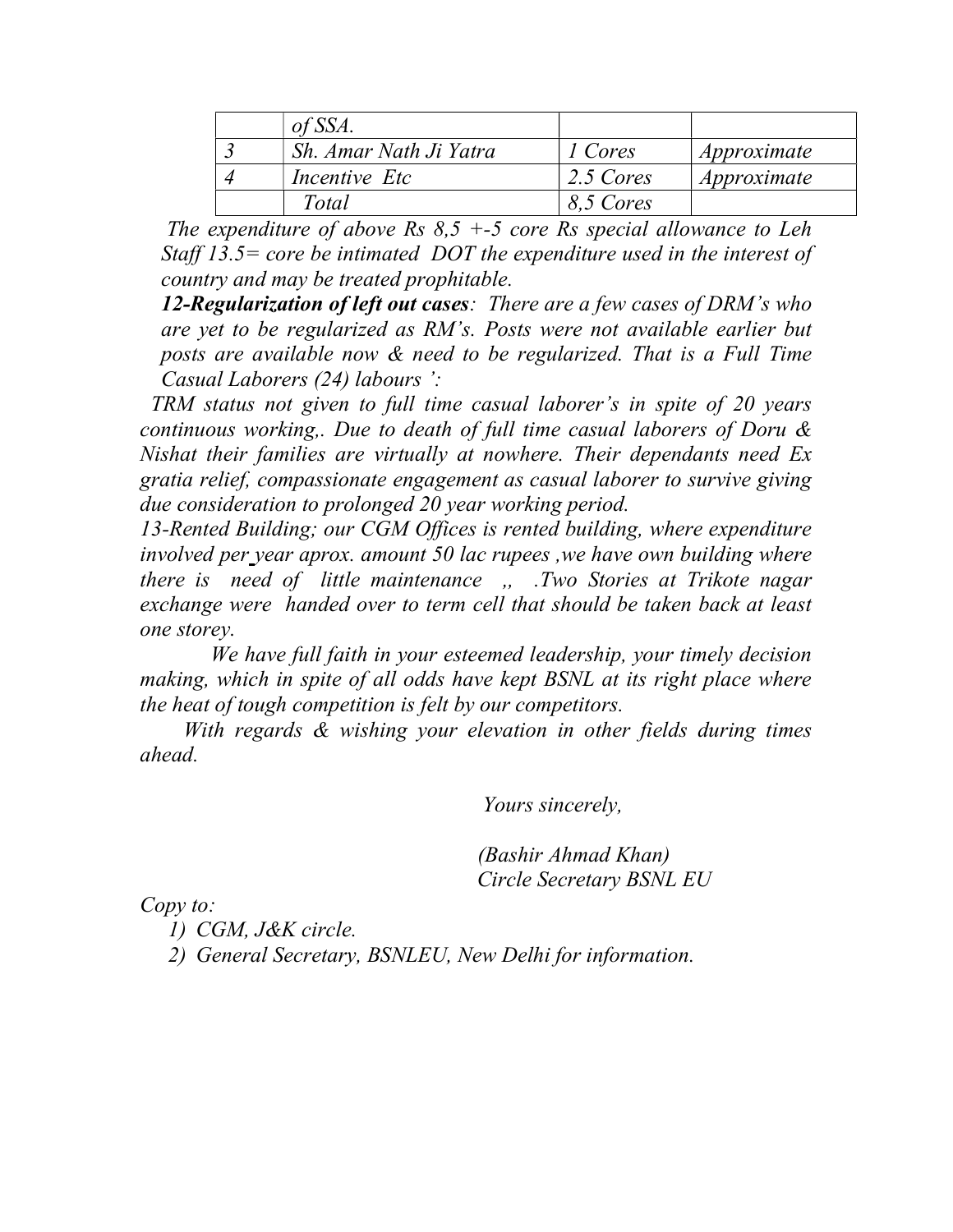| | | | |
|---|---|---|---|
| | *of SSA.* | | |
| *3* | *Sh. Amar Nath Ji Yatra* | *1 Cores* | *Approximate* |
| *4* | *Incentive Etc* | *2.5 Cores* | *Approximate* |
| | *Total* | *8,5 Cores* | |

*The expenditure of above Rs 8,5 +-5 core Rs special allowance to Leh Staff 13.5= core be intimated DOT the expenditure used in the interest of country and may be treated prophitable.*

***12-Regularization of left out cases****: There are a few cases of DRM's who are yet to be regularized as RM's. Posts were not available earlier but posts are available now & need to be regularized. That is a Full Time Casual Laborers (24) labours ':*

*TRM status not given to full time casual laborer's in spite of 20 years continuous working,. Due to death of full time casual laborers of Doru & Nishat their families are virtually at nowhere. Their dependants need Ex gratia relief, compassionate engagement as casual laborer to survive giving due consideration to prolonged 20 year working period.*

*13-Rented Building; our CGM Offices is rented building, where expenditure involved per year aprox. amount 50 lac rupees ,we have own building where there is need of little maintenance ,, .Two Stories at Trikote nagar exchange were handed over to term cell that should be taken back at least one storey.*

*We have full faith in your esteemed leadership, your timely decision making, which in spite of all odds have kept BSNL at its right place where the heat of tough competition is felt by our competitors.*

*With regards & wishing your elevation in other fields during times ahead.*

*Yours sincerely,*

*(Bashir Ahmad Khan)*
*Circle Secretary BSNL EU*

*Copy to:*

1) *CGM, J&K circle.*
2) *General Secretary, BSNLEU, New Delhi for information.*